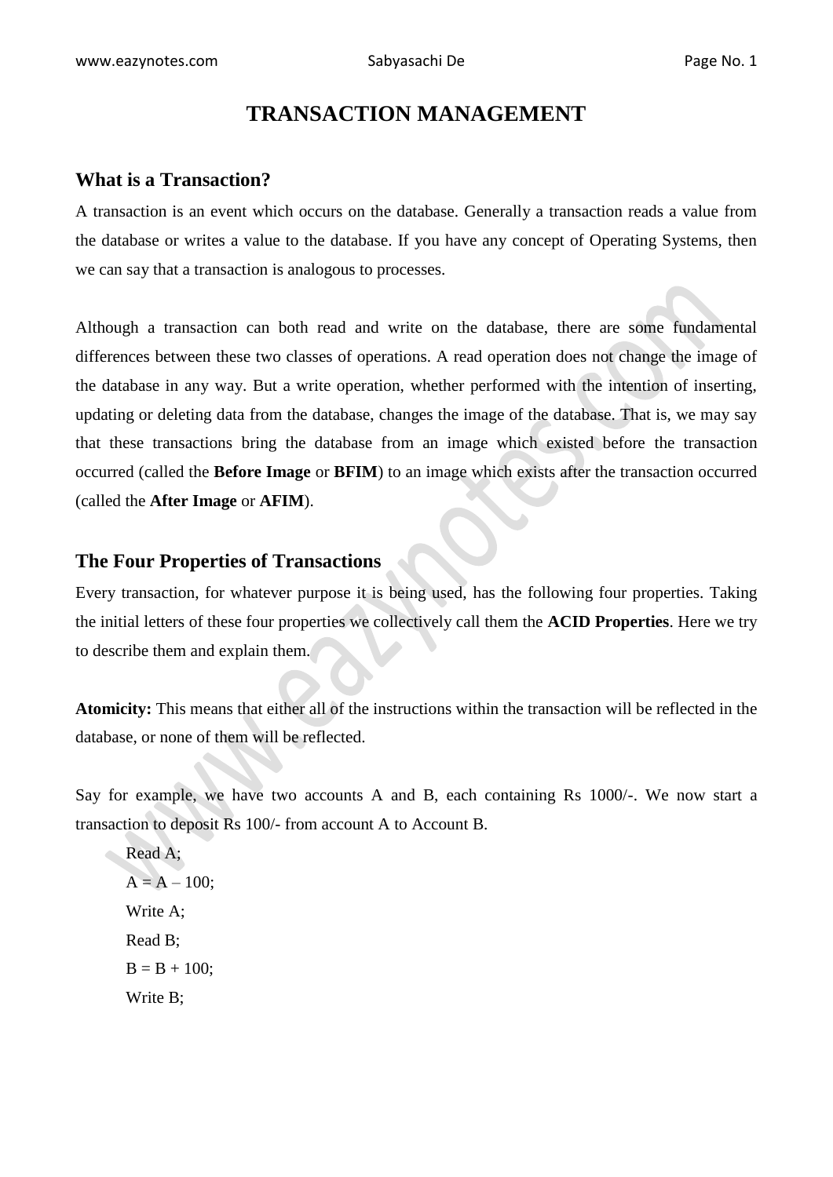# TRANSACTION MANAGEMENT

## What is a Transaction?

A transaction is an event which occurs on the database. Generally a transaction reads a value from the database or writes a value to the database. If you have any concept of Operating Systems, then we can say that a transaction is analogous to processes.

Although a transaction can both read and write on the database, there are some fundamental differences between these two classes of operations. A read operation does not change the image of the database in any way. But a write operation, whether performed with the intention of inserting, updating or deleting data from the database, changes the image of the database. That is, we may say that these transactions bring the database from an image which existed before the transaction occurred (called the **Before Image** or **BFIM**) to an image which exists after the transaction occurred (called the **After Image** or **AFIM**).

## The Four Properties of Transactions

Every transaction, for whatever purpose it is being used, has the following four properties. Taking the initial letters of these four properties we collectively call them the **ACID Properties**. Here we try to describe them and explain them.

**Atomicity:** This means that either all of the instructions within the transaction will be reflected in the database, or none of them will be reflected.

Say for example, we have two accounts A and B, each containing Rs 1000/-. We now start a transaction to deposit Rs 100/- from account A to Account B.

```
Read A;
A = A – 100;
Write A;
Read B;
B = B + 100;
Write B;
```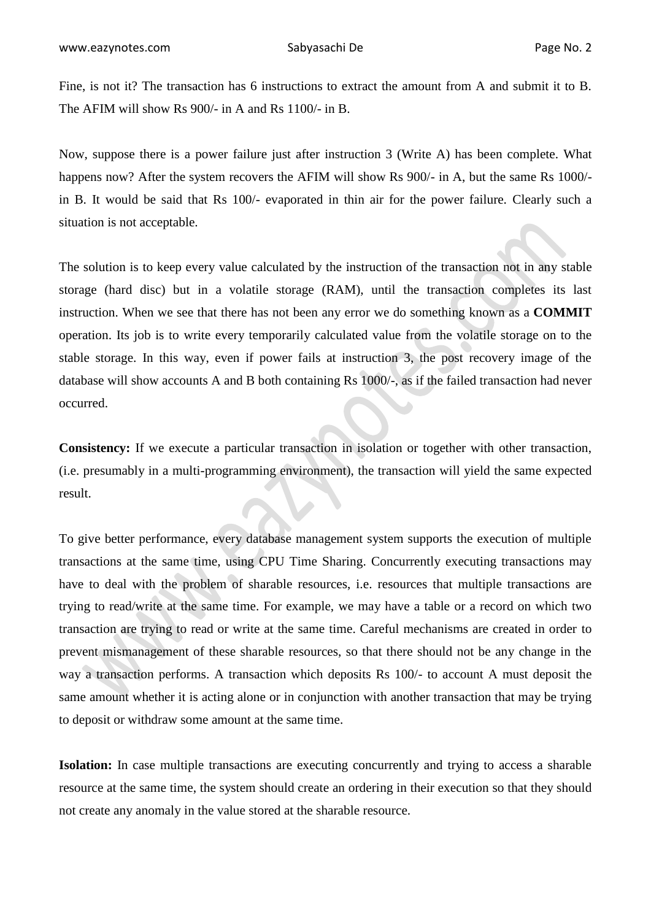Fine, is not it? The transaction has 6 instructions to extract the amount from A and submit it to B. The AFIM will show Rs 900/- in A and Rs 1100/- in B.

Now, suppose there is a power failure just after instruction 3 (Write A) has been complete. What happens now? After the system recovers the AFIM will show Rs 900/- in A, but the same Rs 1000/- in B. It would be said that Rs 100/- evaporated in thin air for the power failure. Clearly such a situation is not acceptable.

The solution is to keep every value calculated by the instruction of the transaction not in any stable storage (hard disc) but in a volatile storage (RAM), until the transaction completes its last instruction. When we see that there has not been any error we do something known as a **COMMIT** operation. Its job is to write every temporarily calculated value from the volatile storage on to the stable storage. In this way, even if power fails at instruction 3, the post recovery image of the database will show accounts A and B both containing Rs 1000/-, as if the failed transaction had never occurred.

**Consistency:** If we execute a particular transaction in isolation or together with other transaction, (i.e. presumably in a multi-programming environment), the transaction will yield the same expected result.

To give better performance, every database management system supports the execution of multiple transactions at the same time, using CPU Time Sharing. Concurrently executing transactions may have to deal with the problem of sharable resources, i.e. resources that multiple transactions are trying to read/write at the same time. For example, we may have a table or a record on which two transaction are trying to read or write at the same time. Careful mechanisms are created in order to prevent mismanagement of these sharable resources, so that there should not be any change in the way a transaction performs. A transaction which deposits Rs 100/- to account A must deposit the same amount whether it is acting alone or in conjunction with another transaction that may be trying to deposit or withdraw some amount at the same time.

**Isolation:** In case multiple transactions are executing concurrently and trying to access a sharable resource at the same time, the system should create an ordering in their execution so that they should not create any anomaly in the value stored at the sharable resource.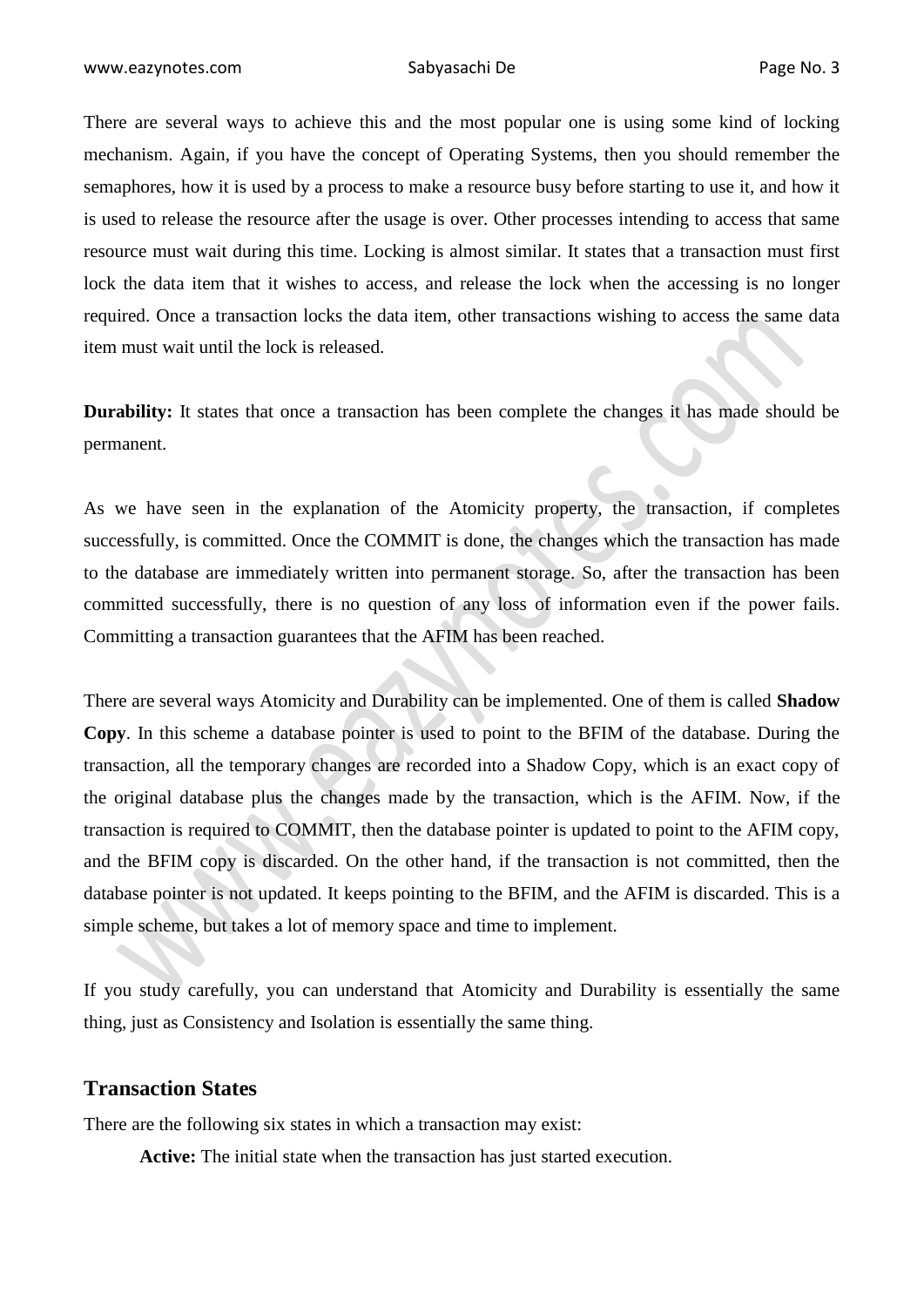There are several ways to achieve this and the most popular one is using some kind of locking mechanism. Again, if you have the concept of Operating Systems, then you should remember the semaphores, how it is used by a process to make a resource busy before starting to use it, and how it is used to release the resource after the usage is over. Other processes intending to access that same resource must wait during this time. Locking is almost similar. It states that a transaction must first lock the data item that it wishes to access, and release the lock when the accessing is no longer required. Once a transaction locks the data item, other transactions wishing to access the same data item must wait until the lock is released.

**Durability:** It states that once a transaction has been complete the changes it has made should be permanent.

As we have seen in the explanation of the Atomicity property, the transaction, if completes successfully, is committed. Once the COMMIT is done, the changes which the transaction has made to the database are immediately written into permanent storage. So, after the transaction has been committed successfully, there is no question of any loss of information even if the power fails. Committing a transaction guarantees that the AFIM has been reached.

There are several ways Atomicity and Durability can be implemented. One of them is called **Shadow Copy**. In this scheme a database pointer is used to point to the BFIM of the database. During the transaction, all the temporary changes are recorded into a Shadow Copy, which is an exact copy of the original database plus the changes made by the transaction, which is the AFIM. Now, if the transaction is required to COMMIT, then the database pointer is updated to point to the AFIM copy, and the BFIM copy is discarded. On the other hand, if the transaction is not committed, then the database pointer is not updated. It keeps pointing to the BFIM, and the AFIM is discarded. This is a simple scheme, but takes a lot of memory space and time to implement.

If you study carefully, you can understand that Atomicity and Durability is essentially the same thing, just as Consistency and Isolation is essentially the same thing.

## Transaction States

There are the following six states in which a transaction may exist:

**Active:** The initial state when the transaction has just started execution.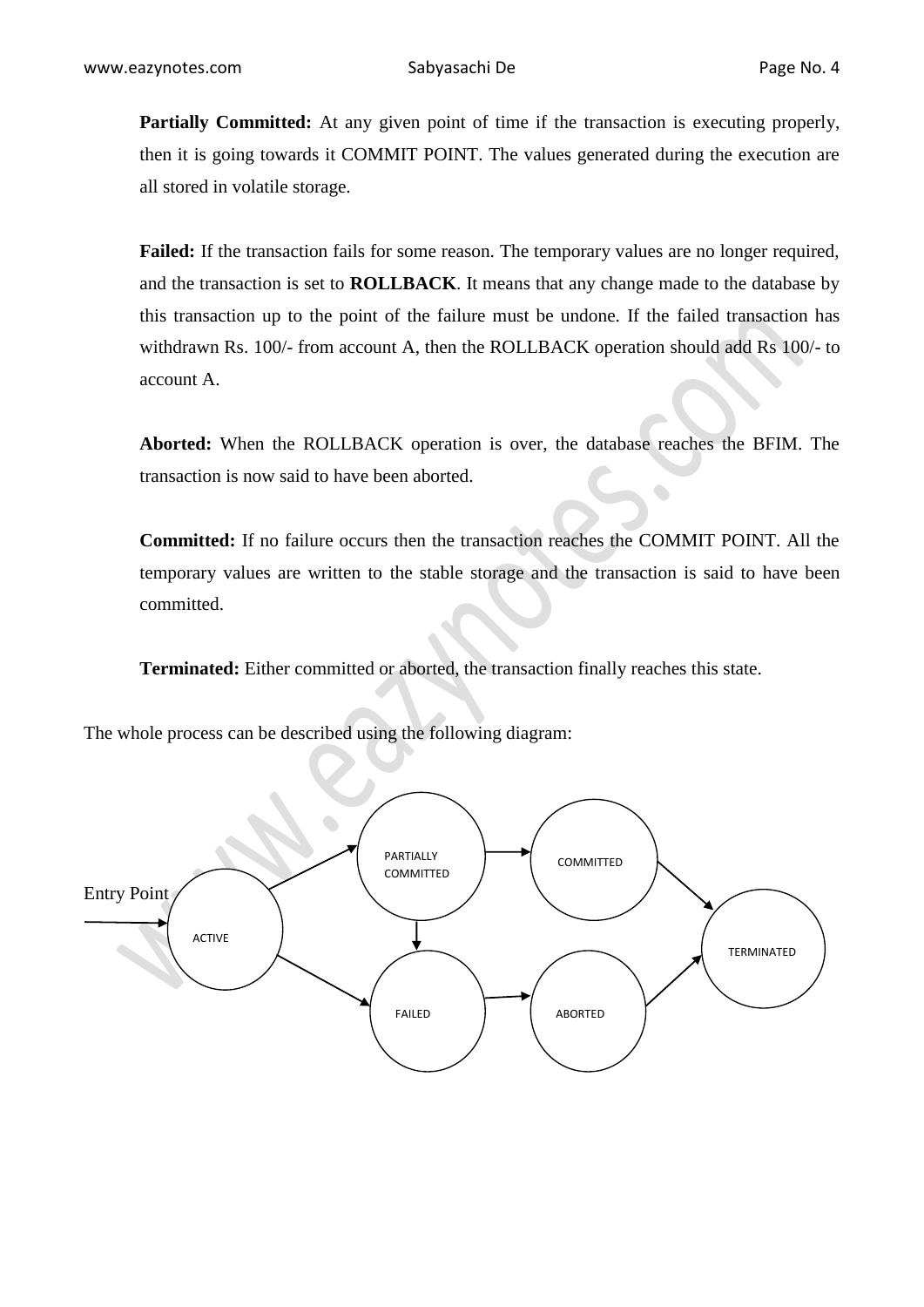**Partially Committed:** At any given point of time if the transaction is executing properly, then it is going towards it COMMIT POINT. The values generated during the execution are all stored in volatile storage.

**Failed:** If the transaction fails for some reason. The temporary values are no longer required, and the transaction is set to **ROLLBACK**. It means that any change made to the database by this transaction up to the point of the failure must be undone. If the failed transaction has withdrawn Rs. 100/- from account A, then the ROLLBACK operation should add Rs 100/- to account A.

**Aborted:** When the ROLLBACK operation is over, the database reaches the BFIM. The transaction is now said to have been aborted.

**Committed:** If no failure occurs then the transaction reaches the COMMIT POINT. All the temporary values are written to the stable storage and the transaction is said to have been committed.

**Terminated:** Either committed or aborted, the transaction finally reaches this state.

The whole process can be described using the following diagram: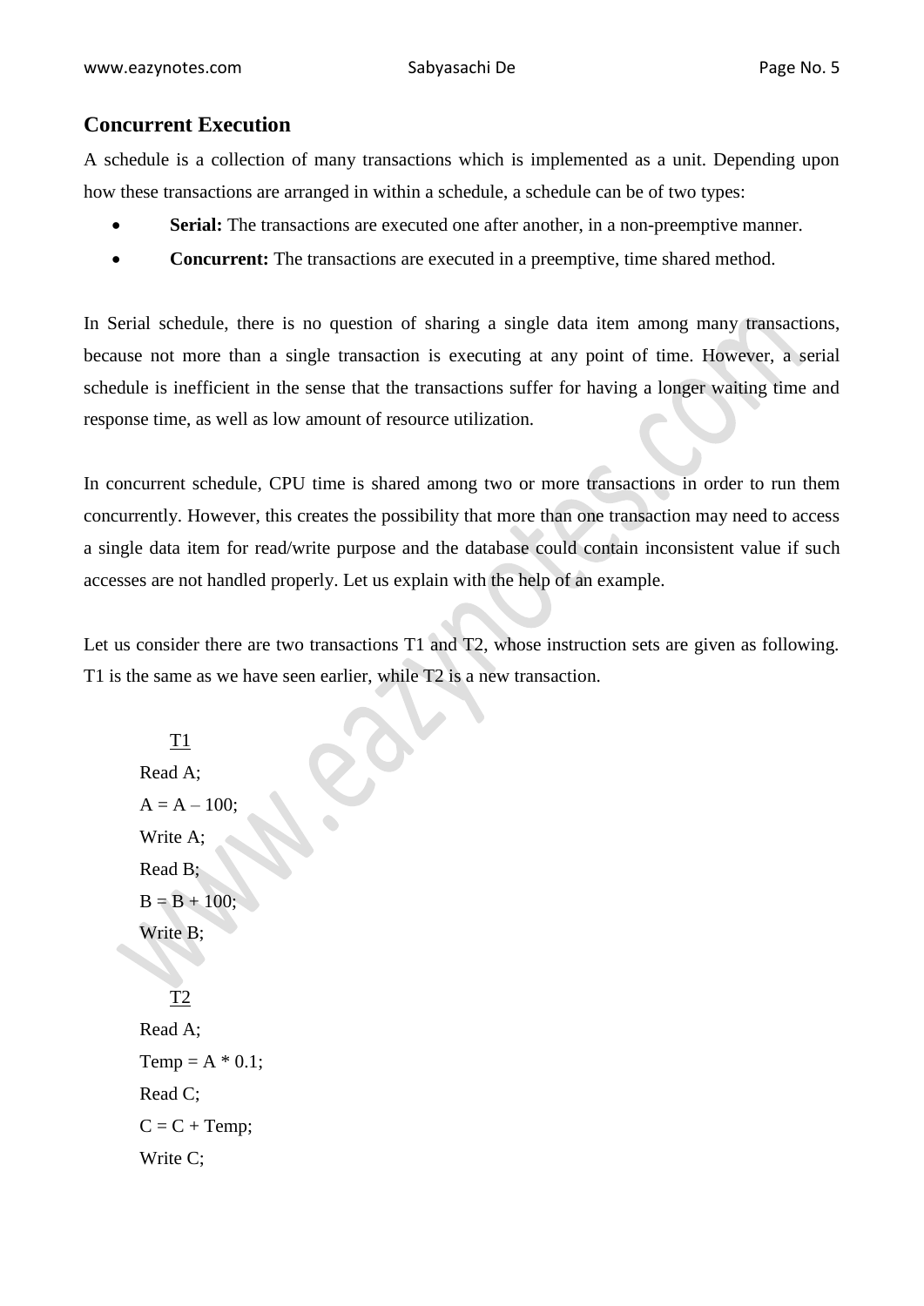## Concurrent Execution

A schedule is a collection of many transactions which is implemented as a unit. Depending upon how these transactions are arranged in within a schedule, a schedule can be of two types:

- **Serial:** The transactions are executed one after another, in a non-preemptive manner.
- **Concurrent:** The transactions are executed in a preemptive, time shared method.

In Serial schedule, there is no question of sharing a single data item among many transactions, because not more than a single transaction is executing at any point of time. However, a serial schedule is inefficient in the sense that the transactions suffer for having a longer waiting time and response time, as well as low amount of resource utilization.

In concurrent schedule, CPU time is shared among two or more transactions in order to run them concurrently. However, this creates the possibility that more than one transaction may need to access a single data item for read/write purpose and the database could contain inconsistent value if such accesses are not handled properly. Let us explain with the help of an example.

Let us consider there are two transactions T1 and T2, whose instruction sets are given as following. T1 is the same as we have seen earlier, while T2 is a new transaction.

```
T1
Read A;
A = A – 100;
Write A;
Read B;
B = B + 100;
Write B;
```

```
T2
Read A;
Temp = A * 0.1;
Read C;
C = C + Temp;
Write C;
```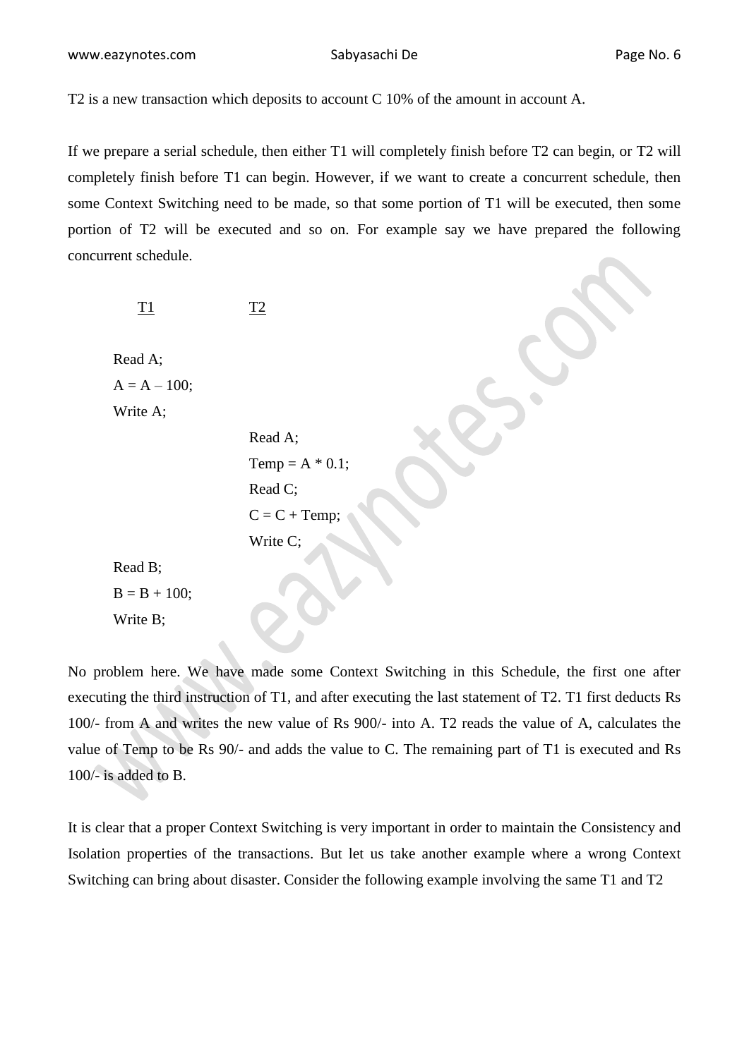T2 is a new transaction which deposits to account C 10% of the amount in account A.

If we prepare a serial schedule, then either T1 will completely finish before T2 can begin, or T2 will completely finish before T1 can begin. However, if we want to create a concurrent schedule, then some Context Switching need to be made, so that some portion of T1 will be executed, then some portion of T2 will be executed and so on. For example say we have prepared the following concurrent schedule.

| T1 | T2 |
|---|---|
| Read A; | |
| A = A – 100; | |
| Write A; | |
| | Read A; |
| | Temp = A * 0.1; |
| | Read C; |
| | C = C + Temp; |
| | Write C; |
| Read B; | |
| B = B + 100; | |
| Write B; | |

No problem here. We have made some Context Switching in this Schedule, the first one after executing the third instruction of T1, and after executing the last statement of T2. T1 first deducts Rs 100/- from A and writes the new value of Rs 900/- into A. T2 reads the value of A, calculates the value of Temp to be Rs 90/- and adds the value to C. The remaining part of T1 is executed and Rs 100/- is added to B.

It is clear that a proper Context Switching is very important in order to maintain the Consistency and Isolation properties of the transactions. But let us take another example where a wrong Context Switching can bring about disaster. Consider the following example involving the same T1 and T2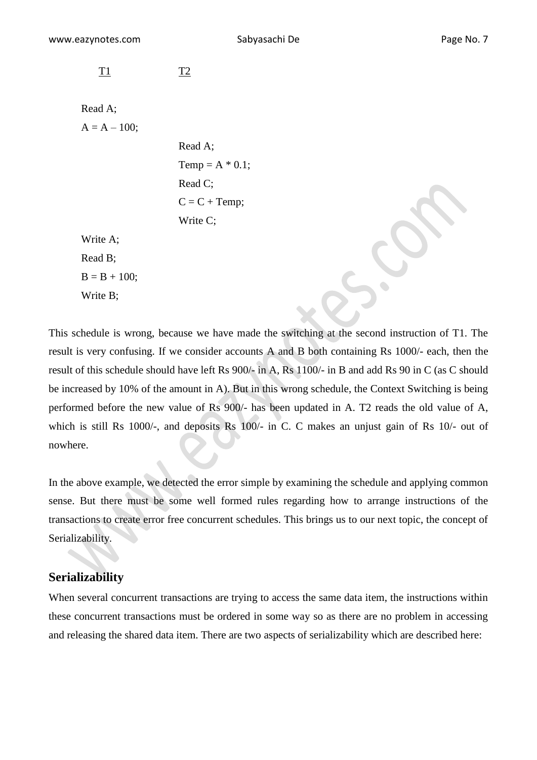| T1 | T2 |
|---|---|
| Read A; | |
| A = A – 100; | |
| | Read A; |
| | Temp = A * 0.1; |
| | Read C; |
| | C = C + Temp; |
| | Write C; |
| Write A; | |
| Read B; | |
| B = B + 100; | |
| Write B; | |

This schedule is wrong, because we have made the switching at the second instruction of T1. The result is very confusing. If we consider accounts A and B both containing Rs 1000/- each, then the result of this schedule should have left Rs 900/- in A, Rs 1100/- in B and add Rs 90 in C (as C should be increased by 10% of the amount in A). But in this wrong schedule, the Context Switching is being performed before the new value of Rs 900/- has been updated in A. T2 reads the old value of A, which is still Rs 1000/-, and deposits Rs 100/- in C. C makes an unjust gain of Rs 10/- out of nowhere.

In the above example, we detected the error simple by examining the schedule and applying common sense. But there must be some well formed rules regarding how to arrange instructions of the transactions to create error free concurrent schedules. This brings us to our next topic, the concept of Serializability.

## Serializability

When several concurrent transactions are trying to access the same data item, the instructions within these concurrent transactions must be ordered in some way so as there are no problem in accessing and releasing the shared data item. There are two aspects of serializability which are described here: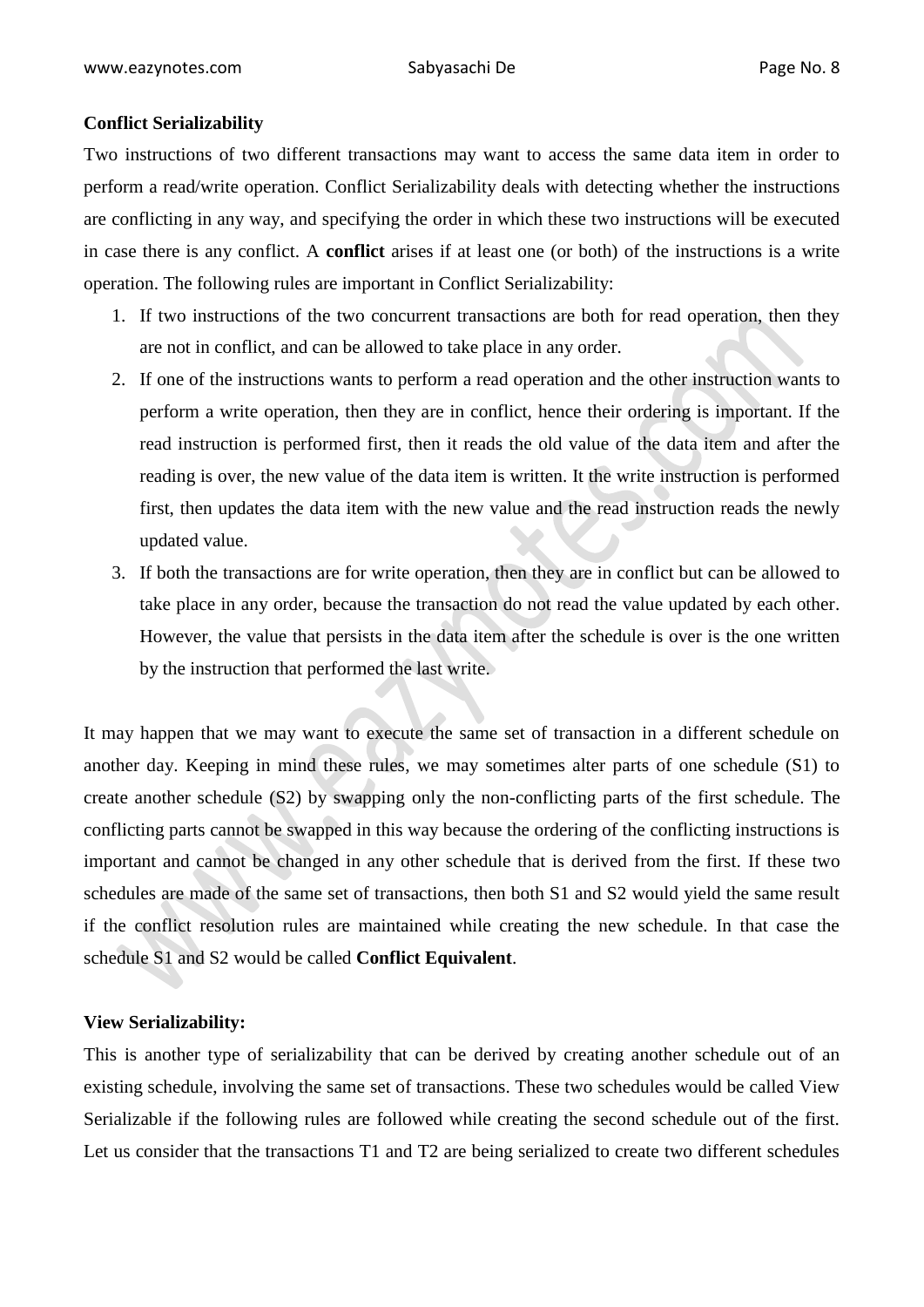**Conflict Serializability**

Two instructions of two different transactions may want to access the same data item in order to perform a read/write operation. Conflict Serializability deals with detecting whether the instructions are conflicting in any way, and specifying the order in which these two instructions will be executed in case there is any conflict. A **conflict** arises if at least one (or both) of the instructions is a write operation. The following rules are important in Conflict Serializability:

1. If two instructions of the two concurrent transactions are both for read operation, then they are not in conflict, and can be allowed to take place in any order.
2. If one of the instructions wants to perform a read operation and the other instruction wants to perform a write operation, then they are in conflict, hence their ordering is important. If the read instruction is performed first, then it reads the old value of the data item and after the reading is over, the new value of the data item is written. It the write instruction is performed first, then updates the data item with the new value and the read instruction reads the newly updated value.
3. If both the transactions are for write operation, then they are in conflict but can be allowed to take place in any order, because the transaction do not read the value updated by each other. However, the value that persists in the data item after the schedule is over is the one written by the instruction that performed the last write.

It may happen that we may want to execute the same set of transaction in a different schedule on another day. Keeping in mind these rules, we may sometimes alter parts of one schedule (S1) to create another schedule (S2) by swapping only the non-conflicting parts of the first schedule. The conflicting parts cannot be swapped in this way because the ordering of the conflicting instructions is important and cannot be changed in any other schedule that is derived from the first. If these two schedules are made of the same set of transactions, then both S1 and S2 would yield the same result if the conflict resolution rules are maintained while creating the new schedule. In that case the schedule S1 and S2 would be called **Conflict Equivalent**.

**View Serializability:**

This is another type of serializability that can be derived by creating another schedule out of an existing schedule, involving the same set of transactions. These two schedules would be called View Serializable if the following rules are followed while creating the second schedule out of the first. Let us consider that the transactions T1 and T2 are being serialized to create two different schedules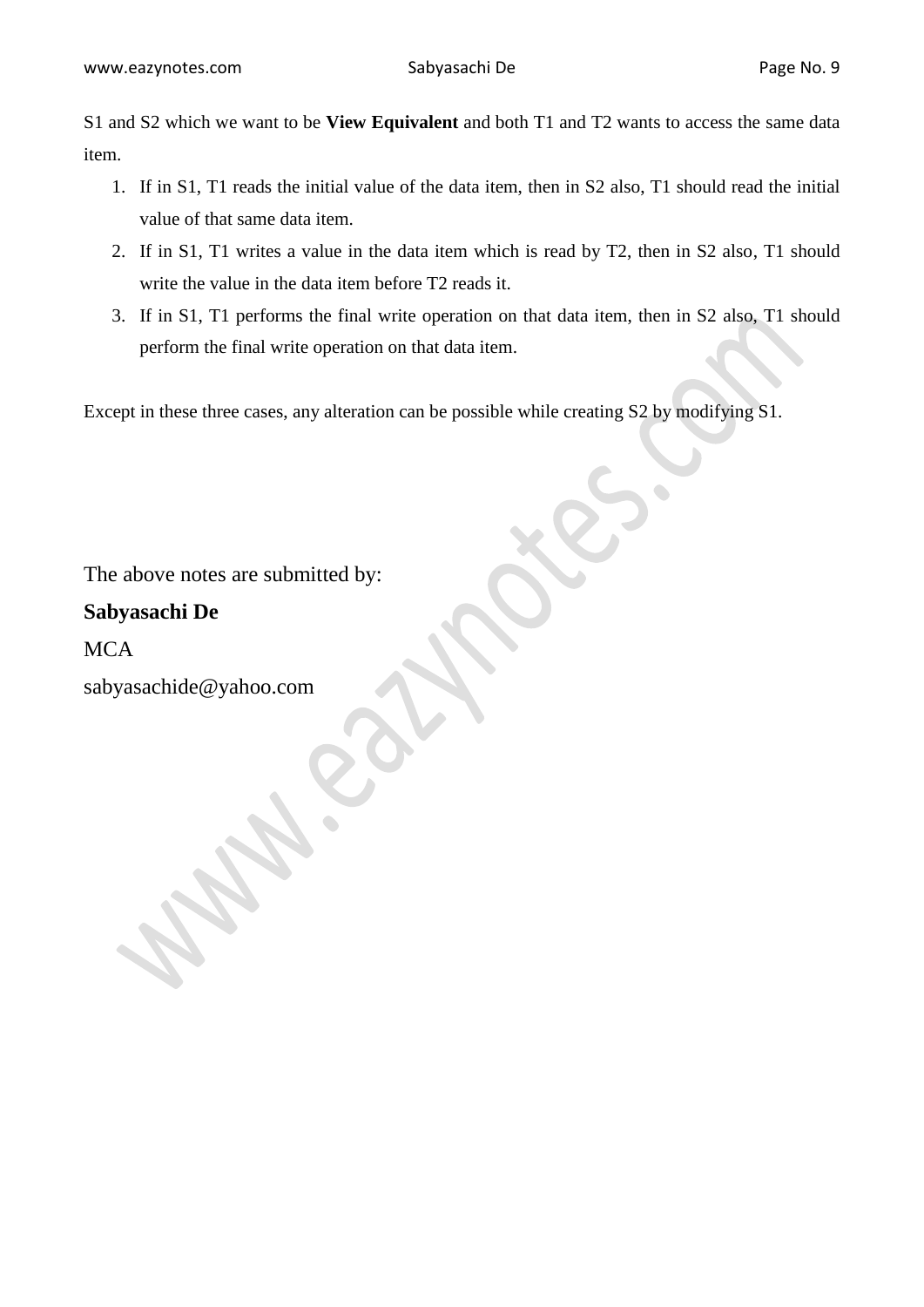S1 and S2 which we want to be **View Equivalent** and both T1 and T2 wants to access the same data item.

1. If in S1, T1 reads the initial value of the data item, then in S2 also, T1 should read the initial value of that same data item.
2. If in S1, T1 writes a value in the data item which is read by T2, then in S2 also, T1 should write the value in the data item before T2 reads it.
3. If in S1, T1 performs the final write operation on that data item, then in S2 also, T1 should perform the final write operation on that data item.

Except in these three cases, any alteration can be possible while creating S2 by modifying S1.

The above notes are submitted by:

**Sabyasachi De**

MCA

sabyasachide@yahoo.com